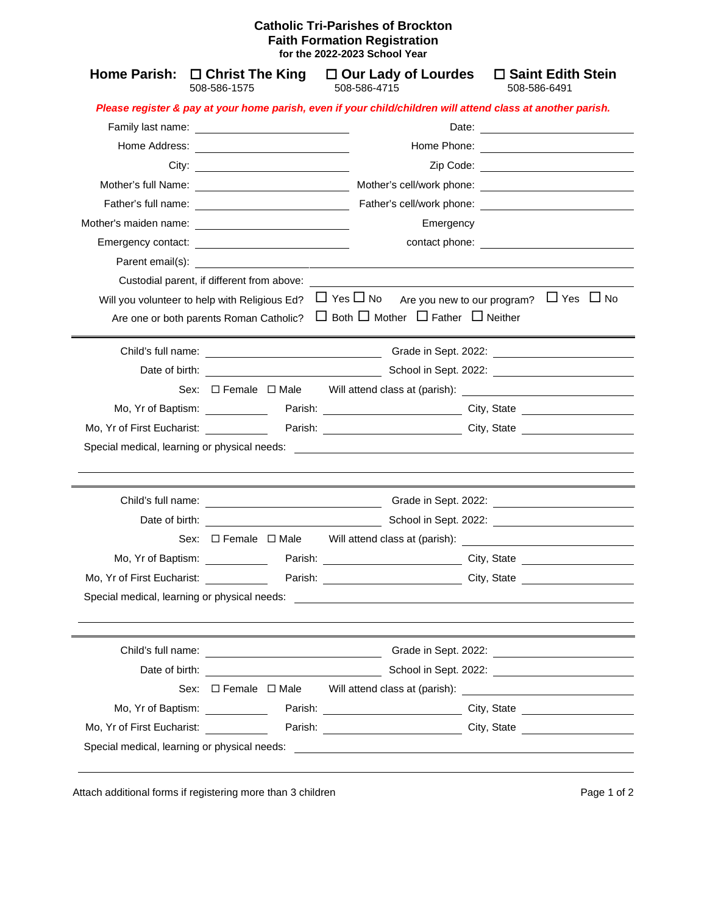# Catholic Tri-Parishes of Brockton
## Faith Formation Registration
**for the 2022-2023 School Year**

**Home Parish:** ☐ **Christ The King** 508-586-1575 ☐ **Our Lady of Lourdes** 508-586-4715 ☐ **Saint Edith Stein** 508-586-6491

***Please register & pay at your home parish, even if your child/children will attend class at another parish.***

Family last name: ____________________ Date: ____________________

Home Address: ____________________ Home Phone: ____________________

City: ____________________ Zip Code: ____________________

Mother's full Name: ____________________ Mother's cell/work phone: ____________________

Father's full name: ____________________ Father's cell/work phone: ____________________

Mother's maiden name: ____________________ Emergency contact phone: ____________________

Emergency contact: ____________________

Parent email(s): ________________________________________

Custodial parent, if different from above: ________________________________________

Will you volunteer to help with Religious Ed? ☐ Yes ☐ No Are you new to our program? ☐ Yes ☐ No

Are one or both parents Roman Catholic? ☐ Both ☐ Mother ☐ Father ☐ Neither

---

Child's full name: ____________________ Grade in Sept. 2022: ____________________

Date of birth: ____________________ School in Sept. 2022: ____________________

Sex: ☐ Female ☐ Male Will attend class at (parish): ____________________

Mo, Yr of Baptism: __________ Parish: ____________________ City, State ____________________

Mo, Yr of First Eucharist: __________ Parish: ____________________ City, State ____________________

Special medical, learning or physical needs: ________________________________________

________________________________________

---

Child's full name: ____________________ Grade in Sept. 2022: ____________________

Date of birth: ____________________ School in Sept. 2022: ____________________

Sex: ☐ Female ☐ Male Will attend class at (parish): ____________________

Mo, Yr of Baptism: __________ Parish: ____________________ City, State ____________________

Mo, Yr of First Eucharist: __________ Parish: ____________________ City, State ____________________

Special medical, learning or physical needs: ________________________________________

________________________________________

---

Child's full name: ____________________ Grade in Sept. 2022: ____________________

Date of birth: ____________________ School in Sept. 2022: ____________________

Sex: ☐ Female ☐ Male Will attend class at (parish): ____________________

Mo, Yr of Baptism: __________ Parish: ____________________ City, State ____________________

Mo, Yr of First Eucharist: __________ Parish: ____________________ City, State ____________________

Special medical, learning or physical needs: ________________________________________

________________________________________

Attach additional forms if registering more than 3 children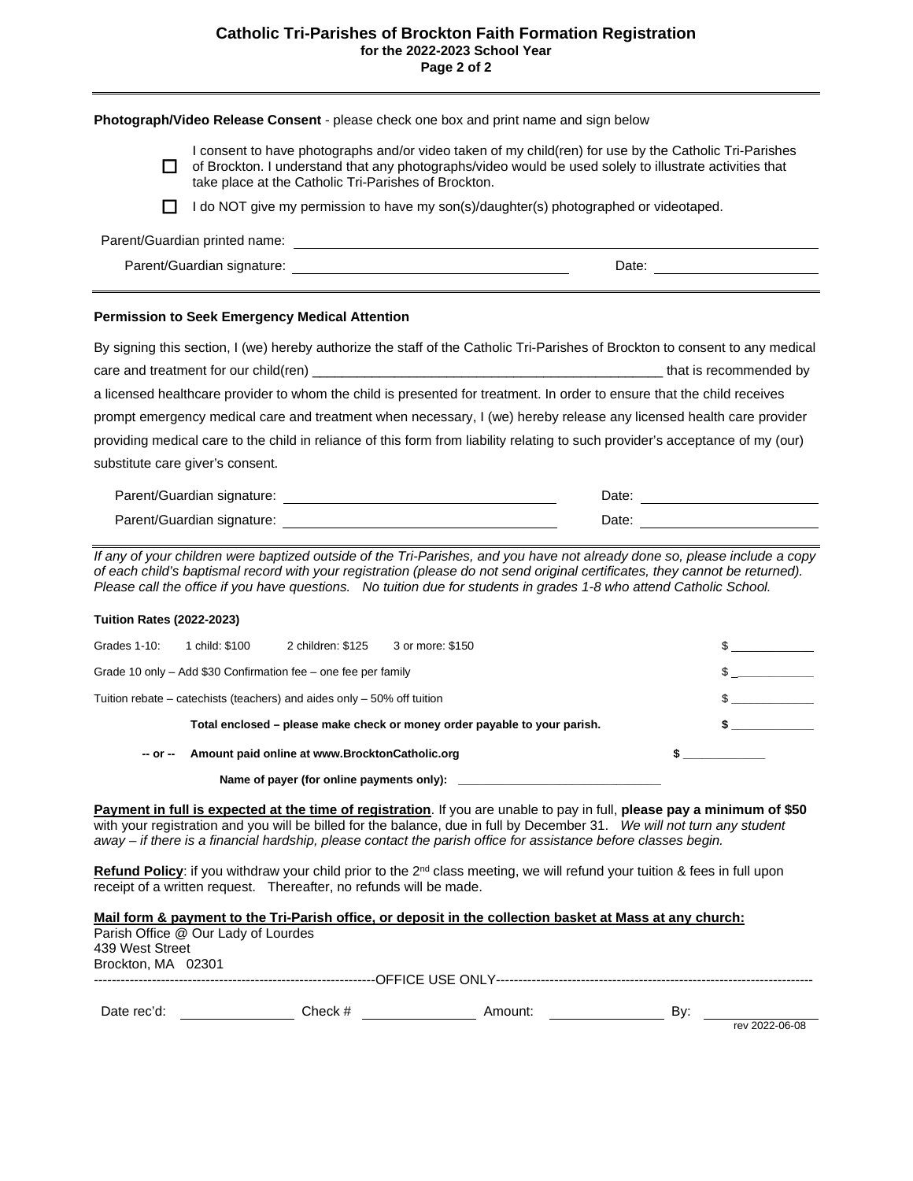# Catholic Tri-Parishes of Brockton Faith Formation Registration

**for the 2022-2023 School Year**

---

**Photograph/Video Release Consent** - please check one box and print name and sign below

☐ I consent to have photographs and/or video taken of my child(ren) for use by the Catholic Tri-Parishes of Brockton. I understand that any photographs/video would be used solely to illustrate activities that take place at the Catholic Tri-Parishes of Brockton.

☐ I do NOT give my permission to have my son(s)/daughter(s) photographed or videotaped.

Parent/Guardian printed name: ______________________________

Parent/Guardian signature: ______________________________ Date: ______________

---

**Permission to Seek Emergency Medical Attention**

By signing this section, I (we) hereby authorize the staff of the Catholic Tri-Parishes of Brockton to consent to any medical care and treatment for our child(ren) ________________________________________________ that is recommended by a licensed healthcare provider to whom the child is presented for treatment. In order to ensure that the child receives prompt emergency medical care and treatment when necessary, I (we) hereby release any licensed health care provider providing medical care to the child in reliance of this form from liability relating to such provider's acceptance of my (our) substitute care giver's consent.

Parent/Guardian signature: ______________________________ Date: ______________

Parent/Guardian signature: ______________________________ Date: ______________

---

*If any of your children were baptized outside of the Tri-Parishes, and you have not already done so, please include a copy of each child's baptismal record with your registration (please do not send original certificates, they cannot be returned). Please call the office if you have questions. No tuition due for students in grades 1-8 who attend Catholic School.*

**Tuition Rates (2022-2023)**

| | |
|---|---|
| Grades 1-10: 1 child: $100 2 children: $125 3 or more: $150 | $ ____________ |
| Grade 10 only – Add $30 Confirmation fee – one fee per family | $ ____________ |
| Tuition rebate – catechists (teachers) and aides only – 50% off tuition | $ ____________ |
| **Total enclosed – please make check or money order payable to your parish.** | **$ ____________** |
| **-- or -- Amount paid online at www.BrocktonCatholic.org** | **$ ____________** |
| **Name of payer (for online payments only):** ______________________________ | |

**Payment in full is expected at the time of registration**. If you are unable to pay in full, **please pay a minimum of $50** with your registration and you will be billed for the balance, due in full by December 31. *We will not turn any student away – if there is a financial hardship, please contact the parish office for assistance before classes begin.*

**Refund Policy**: if you withdraw your child prior to the 2nd class meeting, we will refund your tuition & fees in full upon receipt of a written request. Thereafter, no refunds will be made.

**Mail form & payment to the Tri-Parish office, or deposit in the collection basket at Mass at any church:**

Parish Office @ Our Lady of Lourdes
439 West Street
Brockton, MA 02301

----------------------------------------OFFICE USE ONLY----------------------------------------

Date rec'd: ______________ Check # ______________ Amount: ______________ By: ______________

rev 2022-06-08